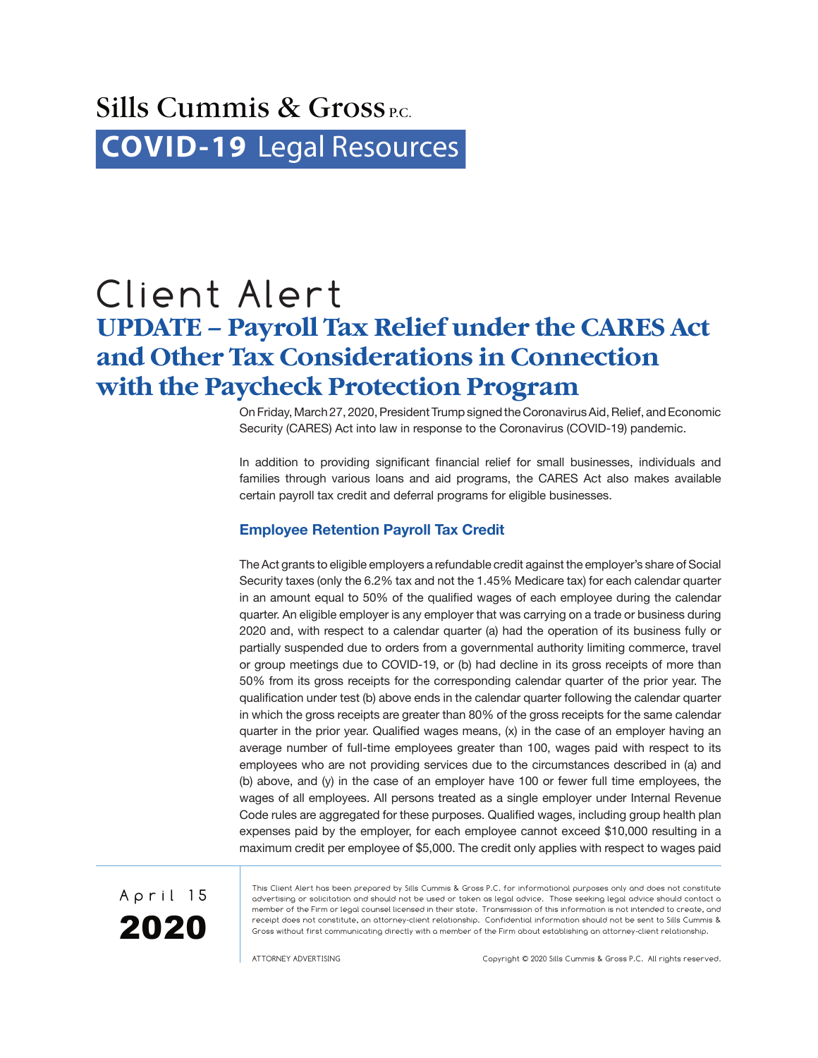Sills Cummis & Gross P.C.

**COVID-19** Legal Resources

# Client Alert

## UPDATE – Payroll Tax Relief under the CARES Act and Other Tax Considerations in Connection with the Paycheck Protection Program

April 15 **2020**

On Friday, March 27, 2020, President Trump signed the Coronavirus Aid, Relief, and Economic Security (CARES) Act into law in response to the Coronavirus (COVID-19) pandemic.

In addition to providing significant financial relief for small businesses, individuals and families through various loans and aid programs, the CARES Act also makes available certain payroll tax credit and deferral programs for eligible businesses.

### Employee Retention Payroll Tax Credit

The Act grants to eligible employers a refundable credit against the employer's share of Social Security taxes (only the 6.2% tax and not the 1.45% Medicare tax) for each calendar quarter in an amount equal to 50% of the qualified wages of each employee during the calendar quarter. An eligible employer is any employer that was carrying on a trade or business during 2020 and, with respect to a calendar quarter (a) had the operation of its business fully or partially suspended due to orders from a governmental authority limiting commerce, travel or group meetings due to COVID-19, or (b) had decline in its gross receipts of more than 50% from its gross receipts for the corresponding calendar quarter of the prior year. The qualification under test (b) above ends in the calendar quarter following the calendar quarter in which the gross receipts are greater than 80% of the gross receipts for the same calendar quarter in the prior year. Qualified wages means, (x) in the case of an employer having an average number of full-time employees greater than 100, wages paid with respect to its employees who are not providing services due to the circumstances described in (a) and (b) above, and (y) in the case of an employer have 100 or fewer full time employees, the wages of all employees. All persons treated as a single employer under Internal Revenue Code rules are aggregated for these purposes. Qualified wages, including group health plan expenses paid by the employer, for each employee cannot exceed $10,000 resulting in a maximum credit per employee of $5,000. The credit only applies with respect to wages paid

This Client Alert has been prepared by Sills Cummis & Gross P.C. for informational purposes only and does not constitute advertising or solicitation and should not be used or taken as legal advice. Those seeking legal advice should contact a member of the Firm or legal counsel licensed in their state. Transmission of this information is not intended to create, and receipt does not constitute, an attorney-client relationship. Confidential information should not be sent to Sills Cummis & Gross without first communicating directly with a member of the Firm about establishing an attorney-client relationship.

ATTORNEY ADVERTISING

Copyright © 2020 Sills Cummis & Gross P.C. All rights reserved.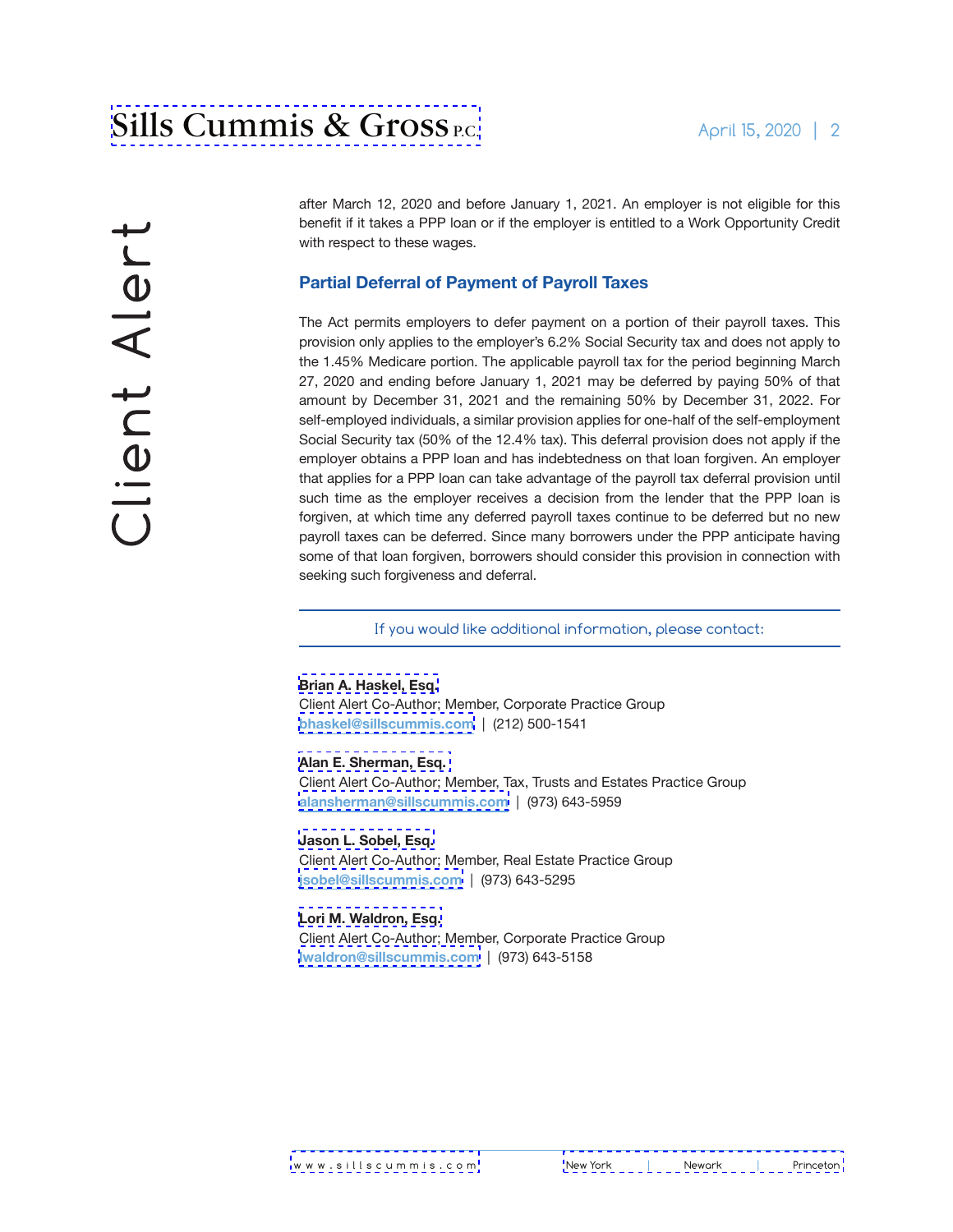after March 12, 2020 and before January 1, 2021. An employer is not eligible for this benefit if it takes a PPP loan or if the employer is entitled to a Work Opportunity Credit with respect to these wages.

## Partial Deferral of Payment of Payroll Taxes

The Act permits employers to defer payment on a portion of their payroll taxes. This provision only applies to the employer's 6.2% Social Security tax and does not apply to the 1.45% Medicare portion. The applicable payroll tax for the period beginning March 27, 2020 and ending before January 1, 2021 may be deferred by paying 50% of that amount by December 31, 2021 and the remaining 50% by December 31, 2022. For self-employed individuals, a similar provision applies for one-half of the self-employment Social Security tax (50% of the 12.4% tax). This deferral provision does not apply if the employer obtains a PPP loan and has indebtedness on that loan forgiven. An employer that applies for a PPP loan can take advantage of the payroll tax deferral provision until such time as the employer receives a decision from the lender that the PPP loan is forgiven, at which time any deferred payroll taxes continue to be deferred but no new payroll taxes can be deferred. Since many borrowers under the PPP anticipate having some of that loan forgiven, borrowers should consider this provision in connection with seeking such forgiveness and deferral.

---

If you would like additional information, please contact:

---

**Brian A. Haskel, Esq.**
Client Alert Co-Author; Member, Corporate Practice Group
bhaskel@sillscummis.com | (212) 500-1541

**Alan E. Sherman, Esq.**
Client Alert Co-Author; Member, Tax, Trusts and Estates Practice Group
alansherman@sillscummis.com | (973) 643-5959

**Jason L. Sobel, Esq.**
Client Alert Co-Author; Member, Real Estate Practice Group
jsobel@sillscummis.com | (973) 643-5295

**Lori M. Waldron, Esq.**
Client Alert Co-Author; Member, Corporate Practice Group
lwaldron@sillscummis.com | (973) 643-5158